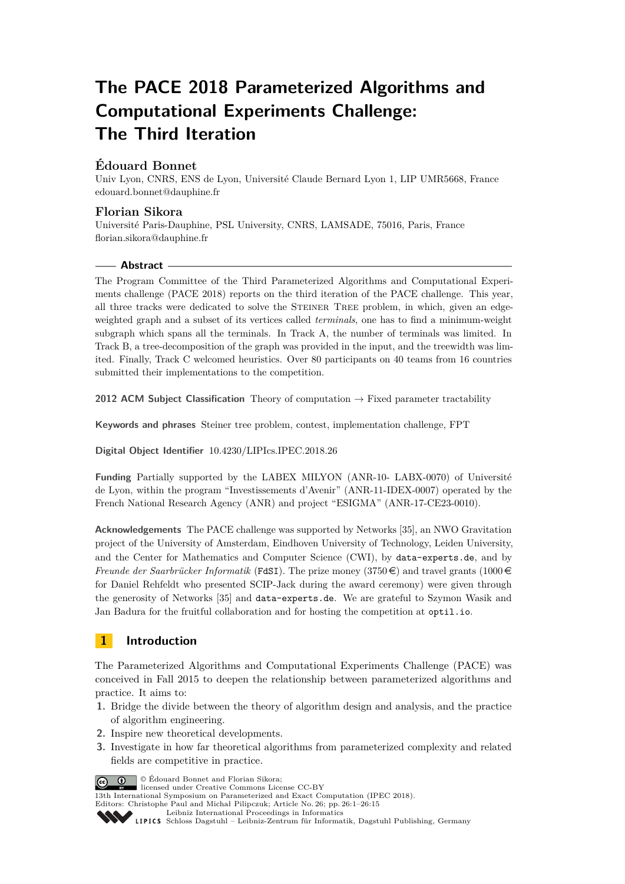# The PACE 2018 Parameterized Algorithms and Computational Experiments Challenge: The Third Iteration

## Édouard Bonnet

Univ Lyon, CNRS, ENS de Lyon, Université Claude Bernard Lyon 1, LIP UMR5668, France
edouard.bonnet@dauphine.fr

## Florian Sikora

Université Paris-Dauphine, PSL University, CNRS, LAMSADE, 75016, Paris, France
florian.sikora@dauphine.fr

### Abstract

The Program Committee of the Third Parameterized Algorithms and Computational Experiments challenge (PACE 2018) reports on the third iteration of the PACE challenge. This year, all three tracks were dedicated to solve the Steiner Tree problem, in which, given an edge-weighted graph and a subset of its vertices called *terminals*, one has to find a minimum-weight subgraph which spans all the terminals. In Track A, the number of terminals was limited. In Track B, a tree-decomposition of the graph was provided in the input, and the treewidth was limited. Finally, Track C welcomed heuristics. Over 80 participants on 40 teams from 16 countries submitted their implementations to the competition.

**2012 ACM Subject Classification** Theory of computation → Fixed parameter tractability

**Keywords and phrases** Steiner tree problem, contest, implementation challenge, FPT

**Digital Object Identifier** 10.4230/LIPIcs.IPEC.2018.26

**Funding** Partially supported by the LABEX MILYON (ANR-10- LABX-0070) of Université de Lyon, within the program "Investissements d'Avenir" (ANR-11-IDEX-0007) operated by the French National Research Agency (ANR) and project "ESIGMA" (ANR-17-CE23-0010).

**Acknowledgements** The PACE challenge was supported by Networks [35], an NWO Gravitation project of the University of Amsterdam, Eindhoven University of Technology, Leiden University, and the Center for Mathematics and Computer Science (CWI), by `data-experts.de`, and by *Freunde der Saarbrücker Informatik* (`FdSI`). The prize money (3750 €) and travel grants (1000 € for Daniel Rehfeldt who presented SCIP-Jack during the award ceremony) were given through the generosity of Networks [35] and `data-experts.de`. We are grateful to Szymon Wasik and Jan Badura for the fruitful collaboration and for hosting the competition at `optil.io`.

## 1 Introduction

The Parameterized Algorithms and Computational Experiments Challenge (PACE) was conceived in Fall 2015 to deepen the relationship between parameterized algorithms and practice. It aims to:

1. Bridge the divide between the theory of algorithm design and analysis, and the practice of algorithm engineering.
2. Inspire new theoretical developments.
3. Investigate in how far theoretical algorithms from parameterized complexity and related fields are competitive in practice.

© Édouard Bonnet and Florian Sikora;
licensed under Creative Commons License CC-BY
13th International Symposium on Parameterized and Exact Computation (IPEC 2018).
Editors: Christophe Paul and Michał Pilipczuk; Article No. 26; pp. 26:1–26:15
Leibniz International Proceedings in Informatics
Schloss Dagstuhl – Leibniz-Zentrum für Informatik, Dagstuhl Publishing, Germany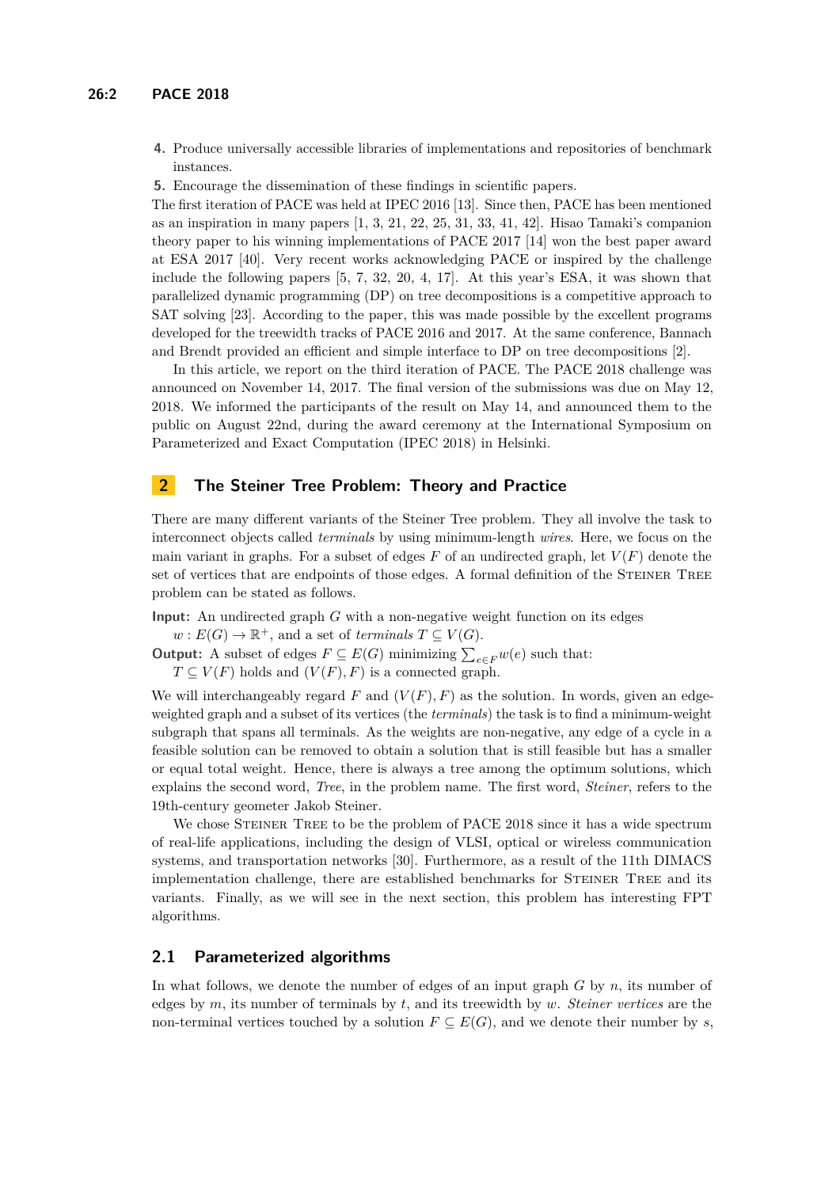4. Produce universally accessible libraries of implementations and repositories of benchmark instances.
5. Encourage the dissemination of these findings in scientific papers.

The first iteration of PACE was held at IPEC 2016 [13]. Since then, PACE has been mentioned as an inspiration in many papers [1, 3, 21, 22, 25, 31, 33, 41, 42]. Hisao Tamaki's companion theory paper to his winning implementations of PACE 2017 [14] won the best paper award at ESA 2017 [40]. Very recent works acknowledging PACE or inspired by the challenge include the following papers [5, 7, 32, 20, 4, 17]. At this year's ESA, it was shown that parallelized dynamic programming (DP) on tree decompositions is a competitive approach to SAT solving [23]. According to the paper, this was made possible by the excellent programs developed for the treewidth tracks of PACE 2016 and 2017. At the same conference, Bannach and Brendt provided an efficient and simple interface to DP on tree decompositions [2].

In this article, we report on the third iteration of PACE. The PACE 2018 challenge was announced on November 14, 2017. The final version of the submissions was due on May 12, 2018. We informed the participants of the result on May 14, and announced them to the public on August 22nd, during the award ceremony at the International Symposium on Parameterized and Exact Computation (IPEC 2018) in Helsinki.

## 2 The Steiner Tree Problem: Theory and Practice

There are many different variants of the Steiner Tree problem. They all involve the task to interconnect objects called *terminals* by using minimum-length *wires*. Here, we focus on the main variant in graphs. For a subset of edges $F$ of an undirected graph, let $V(F)$ denote the set of vertices that are endpoints of those edges. A formal definition of the Steiner Tree problem can be stated as follows.

**Input:** An undirected graph $G$ with a non-negative weight function on its edges $w : E(G) \to \mathbb{R}^+$, and a set of *terminals* $T \subseteq V(G)$.

**Output:** A subset of edges $F \subseteq E(G)$ minimizing $\sum_{e \in F} w(e)$ such that: $T \subseteq V(F)$ holds and $(V(F), F)$ is a connected graph.

We will interchangeably regard $F$ and $(V(F), F)$ as the solution. In words, given an edge-weighted graph and a subset of its vertices (the *terminals*) the task is to find a minimum-weight subgraph that spans all terminals. As the weights are non-negative, any edge of a cycle in a feasible solution can be removed to obtain a solution that is still feasible but has a smaller or equal total weight. Hence, there is always a tree among the optimum solutions, which explains the second word, *Tree*, in the problem name. The first word, *Steiner*, refers to the 19th-century geometer Jakob Steiner.

We chose Steiner Tree to be the problem of PACE 2018 since it has a wide spectrum of real-life applications, including the design of VLSI, optical or wireless communication systems, and transportation networks [30]. Furthermore, as a result of the 11th DIMACS implementation challenge, there are established benchmarks for Steiner Tree and its variants. Finally, as we will see in the next section, this problem has interesting FPT algorithms.

### 2.1 Parameterized algorithms

In what follows, we denote the number of edges of an input graph $G$ by $n$, its number of edges by $m$, its number of terminals by $t$, and its treewidth by $w$. *Steiner vertices* are the non-terminal vertices touched by a solution $F \subseteq E(G)$, and we denote their number by $s$,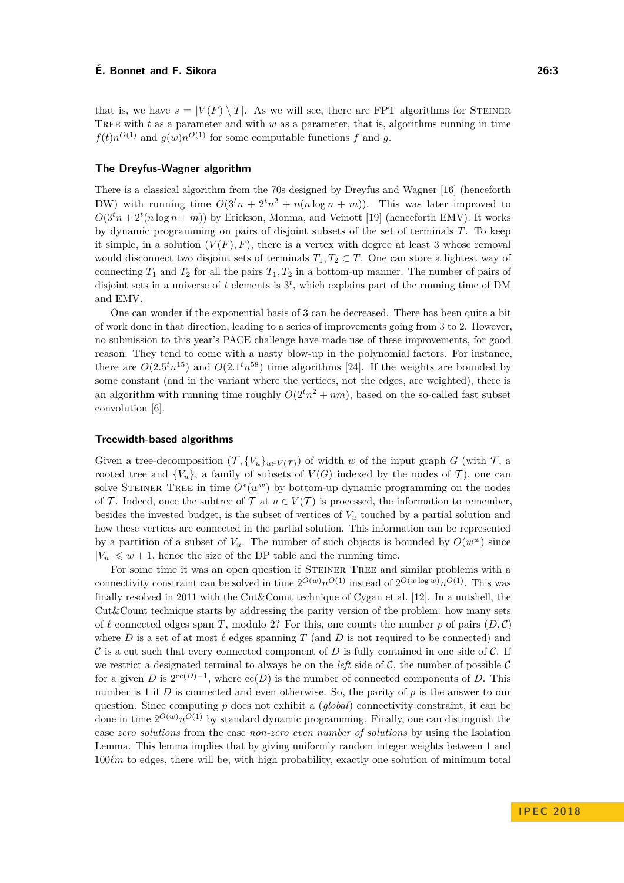that is, we have $s = |V(F) \setminus T|$. As we will see, there are FPT algorithms for Steiner Tree with $t$ as a parameter and with $w$ as a parameter, that is, algorithms running in time $f(t)n^{O(1)}$ and $g(w)n^{O(1)}$ for some computable functions $f$ and $g$.

### The Dreyfus-Wagner algorithm

There is a classical algorithm from the 70s designed by Dreyfus and Wagner [16] (henceforth DW) with running time $O(3^t n + 2^t n^2 + n(n \log n + m))$. This was later improved to $O(3^t n + 2^t (n \log n + m))$ by Erickson, Monma, and Veinott [19] (henceforth EMV). It works by dynamic programming on pairs of disjoint subsets of the set of terminals $T$. To keep it simple, in a solution $(V(F), F)$, there is a vertex with degree at least 3 whose removal would disconnect two disjoint sets of terminals $T_1, T_2 \subset T$. One can store a lightest way of connecting $T_1$ and $T_2$ for all the pairs $T_1, T_2$ in a bottom-up manner. The number of pairs of disjoint sets in a universe of $t$ elements is $3^t$, which explains part of the running time of DM and EMV.

One can wonder if the exponential basis of 3 can be decreased. There has been quite a bit of work done in that direction, leading to a series of improvements going from 3 to 2. However, no submission to this year's PACE challenge have made use of these improvements, for good reason: They tend to come with a nasty blow-up in the polynomial factors. For instance, there are $O(2.5^t n^{15})$ and $O(2.1^t n^{58})$ time algorithms [24]. If the weights are bounded by some constant (and in the variant where the vertices, not the edges, are weighted), there is an algorithm with running time roughly $O(2^t n^2 + nm)$, based on the so-called fast subset convolution [6].

### Treewidth-based algorithms

Given a tree-decomposition $(\mathcal{T}, \{V_u\}_{u \in V(\mathcal{T})})$ of width $w$ of the input graph $G$ (with $\mathcal{T}$, a rooted tree and $\{V_u\}$, a family of subsets of $V(G)$ indexed by the nodes of $\mathcal{T}$), one can solve Steiner Tree in time $O^*(w^w)$ by bottom-up dynamic programming on the nodes of $\mathcal{T}$. Indeed, once the subtree of $\mathcal{T}$ at $u \in V(\mathcal{T})$ is processed, the information to remember, besides the invested budget, is the subset of vertices of $V_u$ touched by a partial solution and how these vertices are connected in the partial solution. This information can be represented by a partition of a subset of $V_u$. The number of such objects is bounded by $O(w^w)$ since $|V_u| \leqslant w + 1$, hence the size of the DP table and the running time.

For some time it was an open question if Steiner Tree and similar problems with a connectivity constraint can be solved in time $2^{O(w)}n^{O(1)}$ instead of $2^{O(w \log w)}n^{O(1)}$. This was finally resolved in 2011 with the Cut&Count technique of Cygan et al. [12]. In a nutshell, the Cut&Count technique starts by addressing the parity version of the problem: how many sets of $\ell$ connected edges span $T$, modulo 2? For this, one counts the number $p$ of pairs $(D, \mathcal{C})$ where $D$ is a set of at most $\ell$ edges spanning $T$ (and $D$ is not required to be connected) and $\mathcal{C}$ is a cut such that every connected component of $D$ is fully contained in one side of $\mathcal{C}$. If we restrict a designated terminal to always be on the *left* side of $\mathcal{C}$, the number of possible $\mathcal{C}$ for a given $D$ is $2^{\text{cc}(D)-1}$, where $\text{cc}(D)$ is the number of connected components of $D$. This number is 1 if $D$ is connected and even otherwise. So, the parity of $p$ is the answer to our question. Since computing $p$ does not exhibit a (*global*) connectivity constraint, it can be done in time $2^{O(w)}n^{O(1)}$ by standard dynamic programming. Finally, one can distinguish the case *zero solutions* from the case *non-zero even number of solutions* by using the Isolation Lemma. This lemma implies that by giving uniformly random integer weights between 1 and $100\ell m$ to edges, there will be, with high probability, exactly one solution of minimum total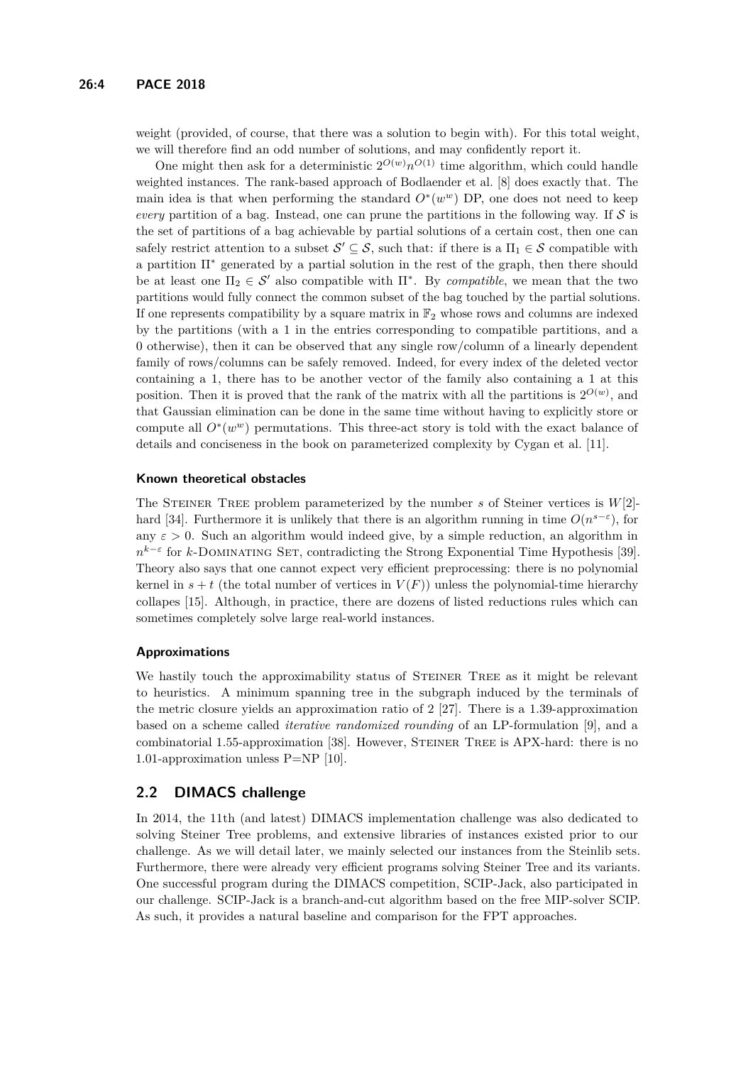weight (provided, of course, that there was a solution to begin with). For this total weight, we will therefore find an odd number of solutions, and may confidently report it.

One might then ask for a deterministic $2^{O(w)}n^{O(1)}$ time algorithm, which could handle weighted instances. The rank-based approach of Bodlaender et al. [8] does exactly that. The main idea is that when performing the standard $O^*(w^w)$ DP, one does not need to keep *every* partition of a bag. Instead, one can prune the partitions in the following way. If $\mathcal{S}$ is the set of partitions of a bag achievable by partial solutions of a certain cost, then one can safely restrict attention to a subset $\mathcal{S}' \subseteq \mathcal{S}$, such that: if there is a $\Pi_1 \in \mathcal{S}$ compatible with a partition $\Pi^*$ generated by a partial solution in the rest of the graph, then there should be at least one $\Pi_2 \in \mathcal{S}'$ also compatible with $\Pi^*$. By *compatible*, we mean that the two partitions would fully connect the common subset of the bag touched by the partial solutions. If one represents compatibility by a square matrix in $\mathbb{F}_2$ whose rows and columns are indexed by the partitions (with a 1 in the entries corresponding to compatible partitions, and a 0 otherwise), then it can be observed that any single row/column of a linearly dependent family of rows/columns can be safely removed. Indeed, for every index of the deleted vector containing a 1, there has to be another vector of the family also containing a 1 at this position. Then it is proved that the rank of the matrix with all the partitions is $2^{O(w)}$, and that Gaussian elimination can be done in the same time without having to explicitly store or compute all $O^*(w^w)$ permutations. This three-act story is told with the exact balance of details and conciseness in the book on parameterized complexity by Cygan et al. [11].

#### Known theoretical obstacles

The Steiner Tree problem parameterized by the number $s$ of Steiner vertices is $W[2]$-hard [34]. Furthermore it is unlikely that there is an algorithm running in time $O(n^{s-\varepsilon})$, for any $\varepsilon > 0$. Such an algorithm would indeed give, by a simple reduction, an algorithm in $n^{k-\varepsilon}$ for $k$-Dominating Set, contradicting the Strong Exponential Time Hypothesis [39]. Theory also says that one cannot expect very efficient preprocessing: there is no polynomial kernel in $s + t$ (the total number of vertices in $V(F)$) unless the polynomial-time hierarchy collapes [15]. Although, in practice, there are dozens of listed reductions rules which can sometimes completely solve large real-world instances.

#### Approximations

We hastily touch the approximability status of Steiner Tree as it might be relevant to heuristics. A minimum spanning tree in the subgraph induced by the terminals of the metric closure yields an approximation ratio of 2 [27]. There is a 1.39-approximation based on a scheme called *iterative randomized rounding* of an LP-formulation [9], and a combinatorial 1.55-approximation [38]. However, Steiner Tree is APX-hard: there is no 1.01-approximation unless P=NP [10].

## 2.2 DIMACS challenge

In 2014, the 11th (and latest) DIMACS implementation challenge was also dedicated to solving Steiner Tree problems, and extensive libraries of instances existed prior to our challenge. As we will detail later, we mainly selected our instances from the Steinlib sets. Furthermore, there were already very efficient programs solving Steiner Tree and its variants. One successful program during the DIMACS competition, SCIP-Jack, also participated in our challenge. SCIP-Jack is a branch-and-cut algorithm based on the free MIP-solver SCIP. As such, it provides a natural baseline and comparison for the FPT approaches.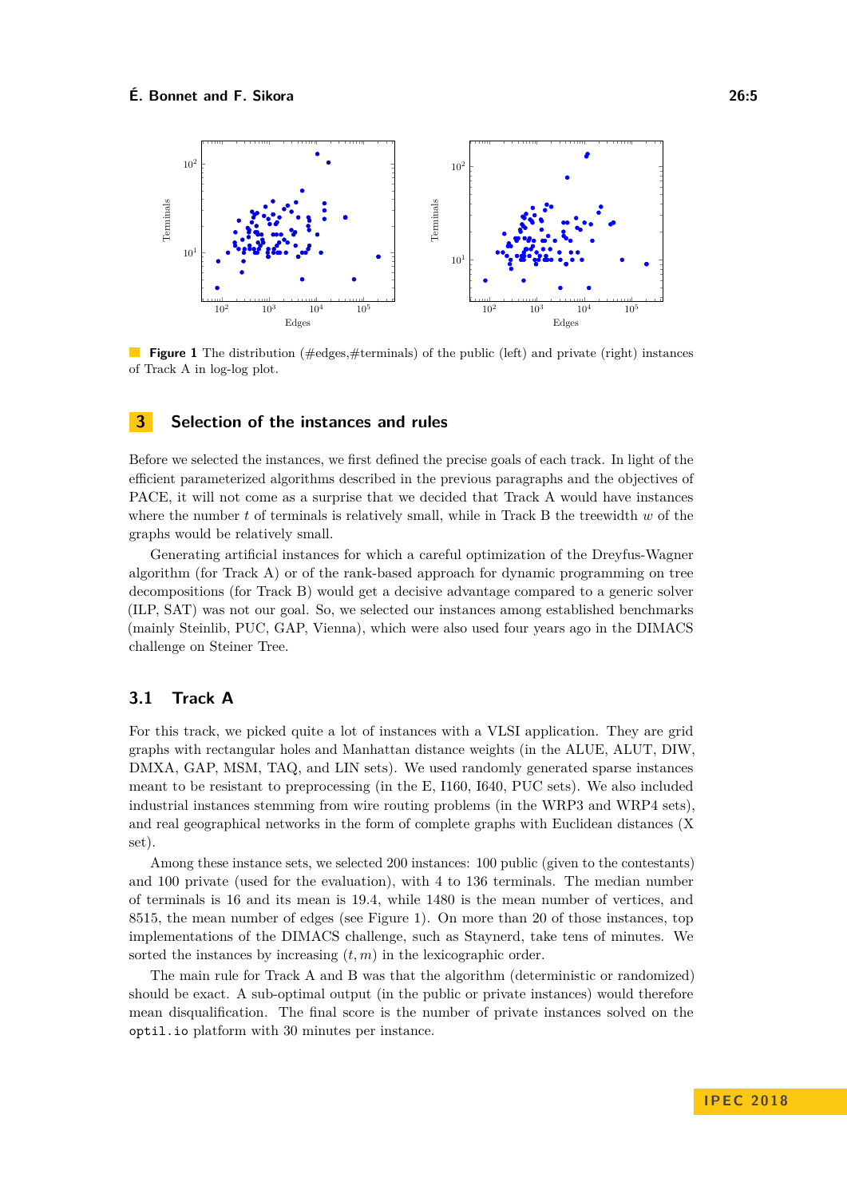**Figure 1** The distribution (#edges,#terminals) of the public (left) and private (right) instances of Track A in log-log plot.

## 3 Selection of the instances and rules

Before we selected the instances, we first defined the precise goals of each track. In light of the efficient parameterized algorithms described in the previous paragraphs and the objectives of PACE, it will not come as a surprise that we decided that Track A would have instances where the number $t$ of terminals is relatively small, while in Track B the treewidth $w$ of the graphs would be relatively small.

Generating artificial instances for which a careful optimization of the Dreyfus-Wagner algorithm (for Track A) or of the rank-based approach for dynamic programming on tree decompositions (for Track B) would get a decisive advantage compared to a generic solver (ILP, SAT) was not our goal. So, we selected our instances among established benchmarks (mainly Steinlib, PUC, GAP, Vienna), which were also used four years ago in the DIMACS challenge on Steiner Tree.

### 3.1 Track A

For this track, we picked quite a lot of instances with a VLSI application. They are grid graphs with rectangular holes and Manhattan distance weights (in the ALUE, ALUT, DIW, DMXA, GAP, MSM, TAQ, and LIN sets). We used randomly generated sparse instances meant to be resistant to preprocessing (in the E, I160, I640, PUC sets). We also included industrial instances stemming from wire routing problems (in the WRP3 and WRP4 sets), and real geographical networks in the form of complete graphs with Euclidean distances (X set).

Among these instance sets, we selected 200 instances: 100 public (given to the contestants) and 100 private (used for the evaluation), with 4 to 136 terminals. The median number of terminals is 16 and its mean is 19.4, while 1480 is the mean number of vertices, and 8515, the mean number of edges (see Figure 1). On more than 20 of those instances, top implementations of the DIMACS challenge, such as Staynerd, take tens of minutes. We sorted the instances by increasing $(t, m)$ in the lexicographic order.

The main rule for Track A and B was that the algorithm (deterministic or randomized) should be exact. A sub-optimal output (in the public or private instances) would therefore mean disqualification. The final score is the number of private instances solved on the `optil.io` platform with 30 minutes per instance.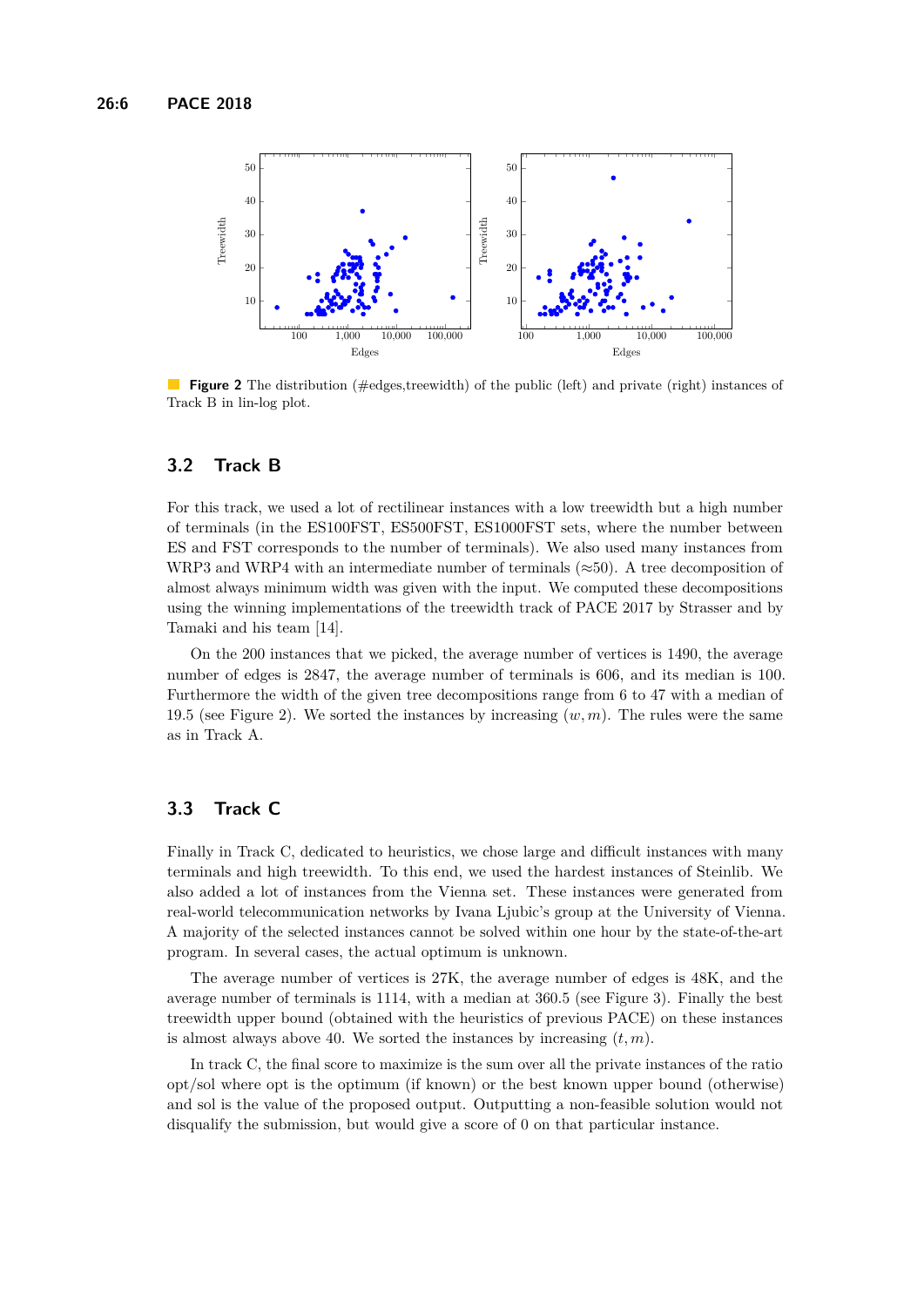**Figure 2** The distribution (#edges,treewidth) of the public (left) and private (right) instances of Track B in lin-log plot.

### 3.2 Track B

For this track, we used a lot of rectilinear instances with a low treewidth but a high number of terminals (in the ES100FST, ES500FST, ES1000FST sets, where the number between ES and FST corresponds to the number of terminals). We also used many instances from WRP3 and WRP4 with an intermediate number of terminals ($\approx$50). A tree decomposition of almost always minimum width was given with the input. We computed these decompositions using the winning implementations of the treewidth track of PACE 2017 by Strasser and by Tamaki and his team [14].

On the 200 instances that we picked, the average number of vertices is 1490, the average number of edges is 2847, the average number of terminals is 606, and its median is 100. Furthermore the width of the given tree decompositions range from 6 to 47 with a median of 19.5 (see Figure 2). We sorted the instances by increasing $(w, m)$. The rules were the same as in Track A.

### 3.3 Track C

Finally in Track C, dedicated to heuristics, we chose large and difficult instances with many terminals and high treewidth. To this end, we used the hardest instances of Steinlib. We also added a lot of instances from the Vienna set. These instances were generated from real-world telecommunication networks by Ivana Ljubic's group at the University of Vienna. A majority of the selected instances cannot be solved within one hour by the state-of-the-art program. In several cases, the actual optimum is unknown.

The average number of vertices is 27K, the average number of edges is 48K, and the average number of terminals is 1114, with a median at 360.5 (see Figure 3). Finally the best treewidth upper bound (obtained with the heuristics of previous PACE) on these instances is almost always above 40. We sorted the instances by increasing $(t, m)$.

In track C, the final score to maximize is the sum over all the private instances of the ratio opt/sol where opt is the optimum (if known) or the best known upper bound (otherwise) and sol is the value of the proposed output. Outputting a non-feasible solution would not disqualify the submission, but would give a score of 0 on that particular instance.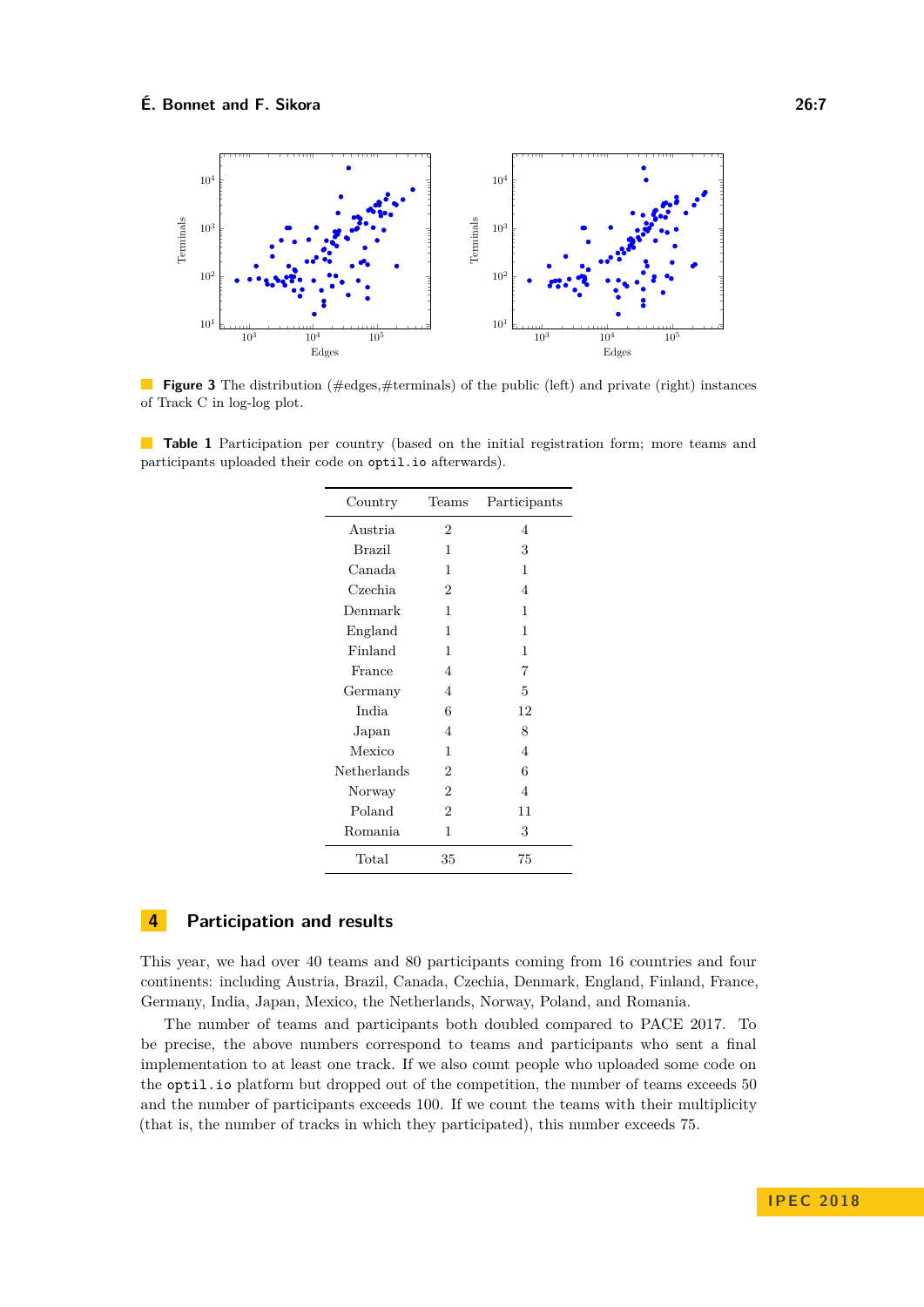**Figure 3** The distribution (#edges,#terminals) of the public (left) and private (right) instances of Track C in log-log plot.

**Table 1** Participation per country (based on the initial registration form; more teams and participants uploaded their code on `optil.io` afterwards).

| Country | Teams | Participants |
|---|---|---|
| Austria | 2 | 4 |
| Brazil | 1 | 3 |
| Canada | 1 | 1 |
| Czechia | 2 | 4 |
| Denmark | 1 | 1 |
| England | 1 | 1 |
| Finland | 1 | 1 |
| France | 4 | 7 |
| Germany | 4 | 5 |
| India | 6 | 12 |
| Japan | 4 | 8 |
| Mexico | 1 | 4 |
| Netherlands | 2 | 6 |
| Norway | 2 | 4 |
| Poland | 2 | 11 |
| Romania | 1 | 3 |
| Total | 35 | 75 |

## 4 Participation and results

This year, we had over 40 teams and 80 participants coming from 16 countries and four continents: including Austria, Brazil, Canada, Czechia, Denmark, England, Finland, France, Germany, India, Japan, Mexico, the Netherlands, Norway, Poland, and Romania.

The number of teams and participants both doubled compared to PACE 2017. To be precise, the above numbers correspond to teams and participants who sent a final implementation to at least one track. If we also count people who uploaded some code on the `optil.io` platform but dropped out of the competition, the number of teams exceeds 50 and the number of participants exceeds 100. If we count the teams with their multiplicity (that is, the number of tracks in which they participated), this number exceeds 75.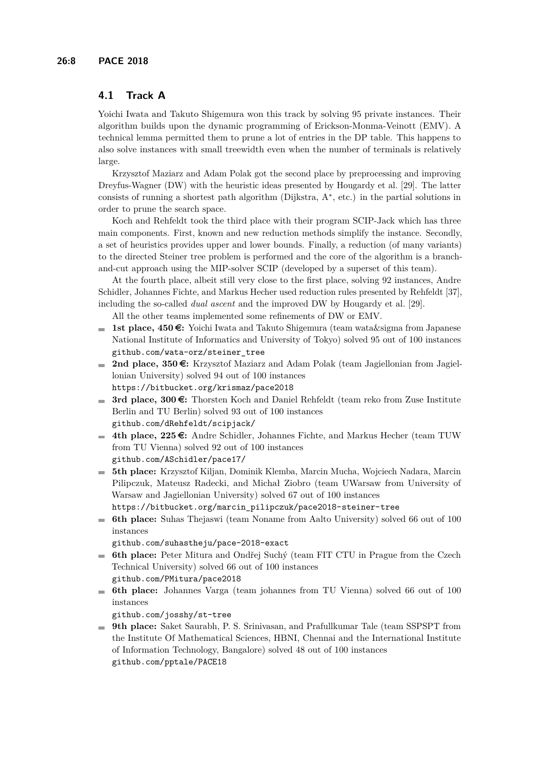## 4.1 Track A

Yoichi Iwata and Takuto Shigemura won this track by solving 95 private instances. Their algorithm builds upon the dynamic programming of Erickson-Monma-Veinott (EMV). A technical lemma permitted them to prune a lot of entries in the DP table. This happens to also solve instances with small treewidth even when the number of terminals is relatively large.

Krzysztof Maziarz and Adam Polak got the second place by preprocessing and improving Dreyfus-Wagner (DW) with the heuristic ideas presented by Hougardy et al. [29]. The latter consists of running a shortest path algorithm (Dijkstra, A*, etc.) in the partial solutions in order to prune the search space.

Koch and Rehfeldt took the third place with their program SCIP-Jack which has three main components. First, known and new reduction methods simplify the instance. Secondly, a set of heuristics provides upper and lower bounds. Finally, a reduction (of many variants) to the directed Steiner tree problem is performed and the core of the algorithm is a branch-and-cut approach using the MIP-solver SCIP (developed by a superset of this team).

At the fourth place, albeit still very close to the first place, solving 92 instances, Andre Schidler, Johannes Fichte, and Markus Hecher used reduction rules presented by Rehfeldt [37], including the so-called *dual ascent* and the improved DW by Hougardy et al. [29].

All the other teams implemented some refinements of DW or EMV.

- **1st place, 450 €:** Yoichi Iwata and Takuto Shigemura (team wata&sigma from Japanese National Institute of Informatics and University of Tokyo) solved 95 out of 100 instances
  `github.com/wata-orz/steiner_tree`
- **2nd place, 350 €:** Krzysztof Maziarz and Adam Polak (team Jagiellonian from Jagiellonian University) solved 94 out of 100 instances
  `https://bitbucket.org/krismaz/pace2018`
- **3rd place, 300 €:** Thorsten Koch and Daniel Rehfeldt (team reko from Zuse Institute Berlin and TU Berlin) solved 93 out of 100 instances
  `github.com/dRehfeldt/scipjack/`
- **4th place, 225 €:** Andre Schidler, Johannes Fichte, and Markus Hecher (team TUW from TU Vienna) solved 92 out of 100 instances
  `github.com/ASchidler/pace17/`
- **5th place:** Krzysztof Kiljan, Dominik Klemba, Marcin Mucha, Wojciech Nadara, Marcin Pilipczuk, Mateusz Radecki, and Michał Ziobro (team UWarsaw from University of Warsaw and Jagiellonian University) solved 67 out of 100 instances
  `https://bitbucket.org/marcin_pilipczuk/pace2018-steiner-tree`
- **6th place:** Suhas Thejaswi (team Noname from Aalto University) solved 66 out of 100 instances
  `github.com/suhastheju/pace-2018-exact`
- **6th place:** Peter Mitura and Ondřej Suchý (team FIT CTU in Prague from the Czech Technical University) solved 66 out of 100 instances
  `github.com/PMitura/pace2018`
- **6th place:** Johannes Varga (team johannes from TU Vienna) solved 66 out of 100 instances
  `github.com/josshy/st-tree`
- **9th place:** Saket Saurabh, P. S. Srinivasan, and Prafullkumar Tale (team SSPSPT from the Institute Of Mathematical Sciences, HBNI, Chennai and the International Institute of Information Technology, Bangalore) solved 48 out of 100 instances
  `github.com/pptale/PACE18`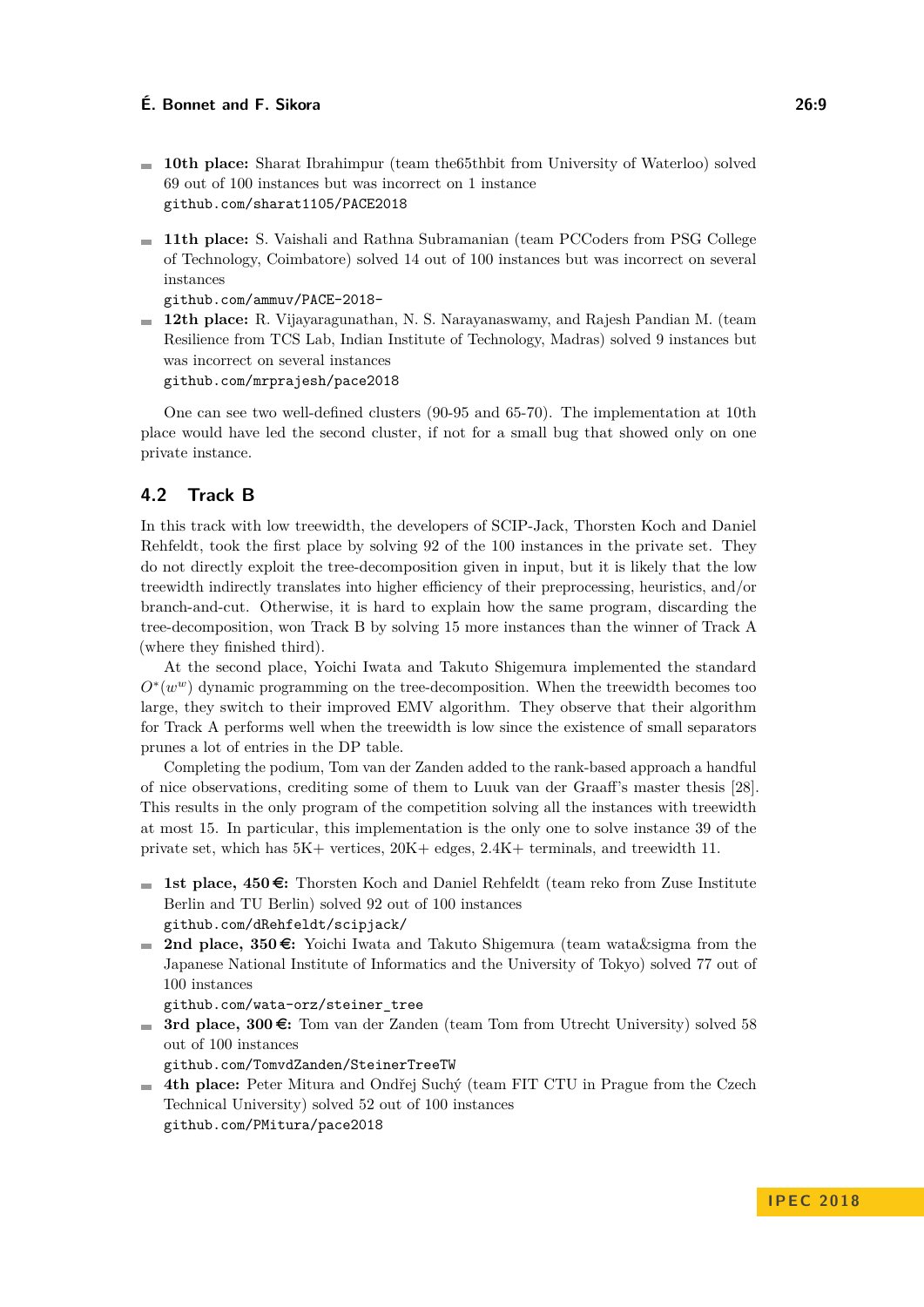- **10th place:** Sharat Ibrahimpur (team the65thbit from University of Waterloo) solved 69 out of 100 instances but was incorrect on 1 instance
  github.com/sharat1105/PACE2018

- **11th place:** S. Vaishali and Rathna Subramanian (team PCCoders from PSG College of Technology, Coimbatore) solved 14 out of 100 instances but was incorrect on several instances
  github.com/ammuv/PACE-2018-
- **12th place:** R. Vijayaragunathan, N. S. Narayanaswamy, and Rajesh Pandian M. (team Resilience from TCS Lab, Indian Institute of Technology, Madras) solved 9 instances but was incorrect on several instances
  github.com/mrprajesh/pace2018

One can see two well-defined clusters (90-95 and 65-70). The implementation at 10th place would have led the second cluster, if not for a small bug that showed only on one private instance.

## 4.2 Track B

In this track with low treewidth, the developers of SCIP-Jack, Thorsten Koch and Daniel Rehfeldt, took the first place by solving 92 of the 100 instances in the private set. They do not directly exploit the tree-decomposition given in input, but it is likely that the low treewidth indirectly translates into higher efficiency of their preprocessing, heuristics, and/or branch-and-cut. Otherwise, it is hard to explain how the same program, discarding the tree-decomposition, won Track B by solving 15 more instances than the winner of Track A (where they finished third).

At the second place, Yoichi Iwata and Takuto Shigemura implemented the standard $O^*(w^w)$ dynamic programming on the tree-decomposition. When the treewidth becomes too large, they switch to their improved EMV algorithm. They observe that their algorithm for Track A performs well when the treewidth is low since the existence of small separators prunes a lot of entries in the DP table.

Completing the podium, Tom van der Zanden added to the rank-based approach a handful of nice observations, crediting some of them to Luuk van der Graaff's master thesis [28]. This results in the only program of the competition solving all the instances with treewidth at most 15. In particular, this implementation is the only one to solve instance 39 of the private set, which has 5K+ vertices, 20K+ edges, 2.4K+ terminals, and treewidth 11.

- **1st place, 450 €:** Thorsten Koch and Daniel Rehfeldt (team reko from Zuse Institute Berlin and TU Berlin) solved 92 out of 100 instances
  github.com/dRehfeldt/scipjack/
- **2nd place, 350 €:** Yoichi Iwata and Takuto Shigemura (team wata&sigma from the Japanese National Institute of Informatics and the University of Tokyo) solved 77 out of 100 instances
  github.com/wata-orz/steiner_tree
- **3rd place, 300 €:** Tom van der Zanden (team Tom from Utrecht University) solved 58 out of 100 instances
  github.com/TomvdZanden/SteinerTreeTW
- **4th place:** Peter Mitura and Ondřej Suchý (team FIT CTU in Prague from the Czech Technical University) solved 52 out of 100 instances
  github.com/PMitura/pace2018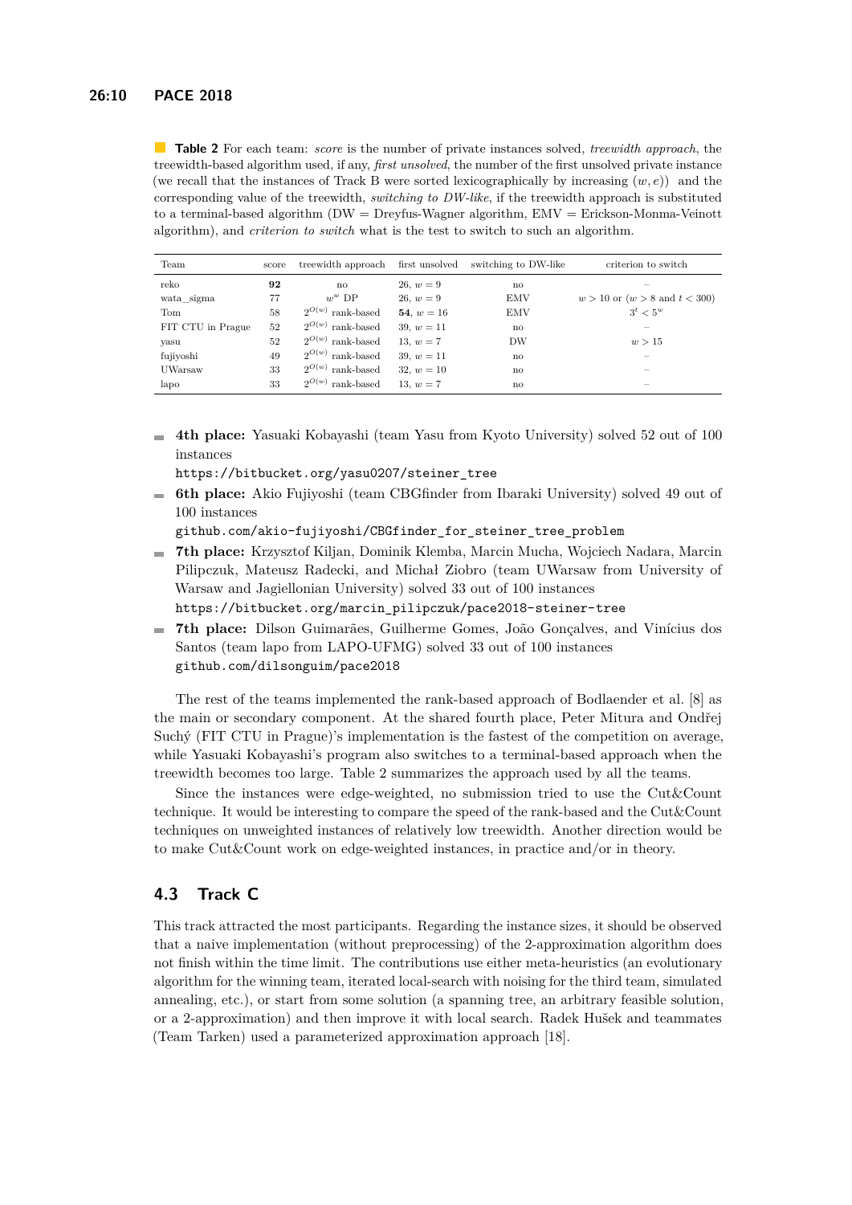**Table 2** For each team: *score* is the number of private instances solved, *treewidth approach*, the treewidth-based algorithm used, if any, *first unsolved*, the number of the first unsolved private instance (we recall that the instances of Track B were sorted lexicographically by increasing $(w, e)$) and the corresponding value of the treewidth, *switching to DW-like*, if the treewidth approach is substituted to a terminal-based algorithm (DW = Dreyfus-Wagner algorithm, EMV = Erickson-Monma-Veinott algorithm), and *criterion to switch* what is the test to switch to such an algorithm.

| Team | score | treewidth approach | first unsolved | switching to DW-like | criterion to switch |
|---|---|---|---|---|---|
| reko | **92** | no | 26, $w = 9$ | no | – |
| wata_sigma | 77 | $w^w$ DP | 26, $w = 9$ | EMV | $w > 10$ or ($w > 8$ and $t < 300$) |
| Tom | 58 | $2^{O(w)}$ rank-based | **54**, $w = 16$ | EMV | $3^t < 5^w$ |
| FIT CTU in Prague | 52 | $2^{O(w)}$ rank-based | 39, $w = 11$ | no | – |
| yasu | 52 | $2^{O(w)}$ rank-based | 13, $w = 7$ | DW | $w > 15$ |
| fujiyoshi | 49 | $2^{O(w)}$ rank-based | 39, $w = 11$ | no | – |
| UWarsaw | 33 | $2^{O(w)}$ rank-based | 32, $w = 10$ | no | – |
| lapo | 33 | $2^{O(w)}$ rank-based | 13, $w = 7$ | no | – |

- **4th place:** Yasuaki Kobayashi (team Yasu from Kyoto University) solved 52 out of 100 instances
  https://bitbucket.org/yasu0207/steiner_tree
- **6th place:** Akio Fujiyoshi (team CBGfinder from Ibaraki University) solved 49 out of 100 instances
  github.com/akio-fujiyoshi/CBGfinder_for_steiner_tree_problem
- **7th place:** Krzysztof Kiljan, Dominik Klemba, Marcin Mucha, Wojciech Nadara, Marcin Pilipczuk, Mateusz Radecki, and Michał Ziobro (team UWarsaw from University of Warsaw and Jagiellonian University) solved 33 out of 100 instances
  https://bitbucket.org/marcin_pilipczuk/pace2018-steiner-tree
- **7th place:** Dilson Guimarães, Guilherme Gomes, João Gonçalves, and Vinícius dos Santos (team lapo from LAPO-UFMG) solved 33 out of 100 instances
  github.com/dilsonguim/pace2018

The rest of the teams implemented the rank-based approach of Bodlaender et al. [8] as the main or secondary component. At the shared fourth place, Peter Mitura and Ondřej Suchý (FIT CTU in Prague)'s implementation is the fastest of the competition on average, while Yasuaki Kobayashi's program also switches to a terminal-based approach when the treewidth becomes too large. Table 2 summarizes the approach used by all the teams.

Since the instances were edge-weighted, no submission tried to use the Cut&Count technique. It would be interesting to compare the speed of the rank-based and the Cut&Count techniques on unweighted instances of relatively low treewidth. Another direction would be to make Cut&Count work on edge-weighted instances, in practice and/or in theory.

## 4.3 Track C

This track attracted the most participants. Regarding the instance sizes, it should be observed that a naive implementation (without preprocessing) of the 2-approximation algorithm does not finish within the time limit. The contributions use either meta-heuristics (an evolutionary algorithm for the winning team, iterated local-search with noising for the third team, simulated annealing, etc.), or start from some solution (a spanning tree, an arbitrary feasible solution, or a 2-approximation) and then improve it with local search. Radek Hušek and teammates (Team Tarken) used a parameterized approximation approach [18].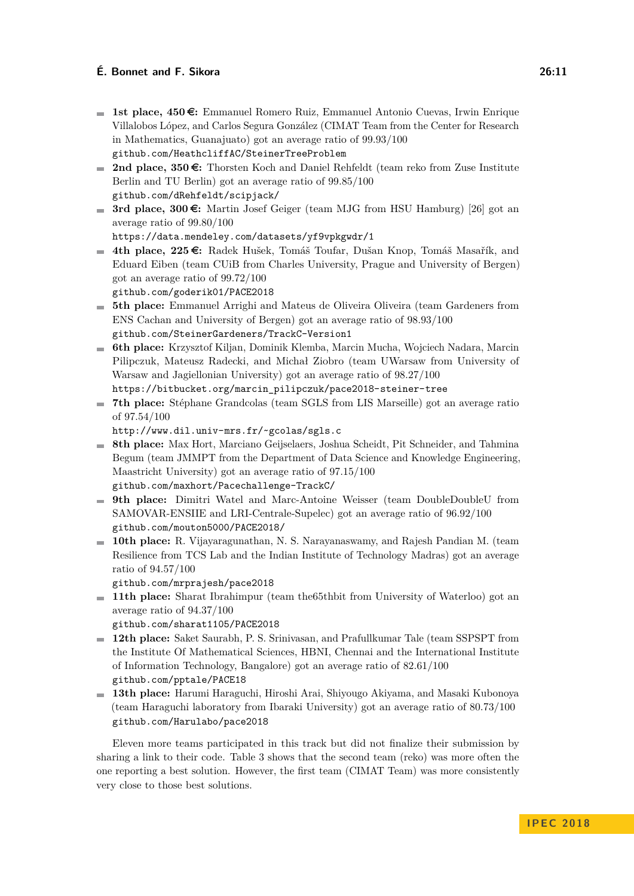- **1st place, 450 €:** Emmanuel Romero Ruiz, Emmanuel Antonio Cuevas, Irwin Enrique Villalobos López, and Carlos Segura González (CIMAT Team from the Center for Research in Mathematics, Guanajuato) got an average ratio of 99.93/100
  `github.com/HeathcliffAC/SteinerTreeProblem`
- **2nd place, 350 €:** Thorsten Koch and Daniel Rehfeldt (team reko from Zuse Institute Berlin and TU Berlin) got an average ratio of 99.85/100
  `github.com/dRehfeldt/scipjack/`
- **3rd place, 300 €:** Martin Josef Geiger (team MJG from HSU Hamburg) [26] got an average ratio of 99.80/100
  `https://data.mendeley.com/datasets/yf9vpkgwdr/1`
- **4th place, 225 €:** Radek Hušek, Tomáš Toufar, Dušan Knop, Tomáš Masařík, and Eduard Eiben (team CUiB from Charles University, Prague and University of Bergen) got an average ratio of 99.72/100
  `github.com/goderik01/PACE2018`
- **5th place:** Emmanuel Arrighi and Mateus de Oliveira Oliveira (team Gardeners from ENS Cachan and University of Bergen) got an average ratio of 98.93/100
  `github.com/SteinerGardeners/TrackC-Version1`
- **6th place:** Krzysztof Kiljan, Dominik Klemba, Marcin Mucha, Wojciech Nadara, Marcin Pilipczuk, Mateusz Radecki, and Michał Ziobro (team UWarsaw from University of Warsaw and Jagiellonian University) got an average ratio of 98.27/100
  `https://bitbucket.org/marcin_pilipczuk/pace2018-steiner-tree`
- **7th place:** Stéphane Grandcolas (team SGLS from LIS Marseille) got an average ratio of 97.54/100
  `http://www.dil.univ-mrs.fr/~gcolas/sgls.c`
- **8th place:** Max Hort, Marciano Geijselaers, Joshua Scheidt, Pit Schneider, and Tahmina Begum (team JMMPT from the Department of Data Science and Knowledge Engineering, Maastricht University) got an average ratio of 97.15/100
  `github.com/maxhort/Pacechallenge-TrackC/`
- **9th place:** Dimitri Watel and Marc-Antoine Weisser (team DoubleDoubleU from SAMOVAR-ENSIIE and LRI-Centrale-Supelec) got an average ratio of 96.92/100
  `github.com/mouton5000/PACE2018/`
- **10th place:** R. Vijayaragunathan, N. S. Narayanaswamy, and Rajesh Pandian M. (team Resilience from TCS Lab and the Indian Institute of Technology Madras) got an average ratio of 94.57/100
  `github.com/mrprajesh/pace2018`
- **11th place:** Sharat Ibrahimpur (team the65thbit from University of Waterloo) got an average ratio of 94.37/100
  `github.com/sharat1105/PACE2018`
- **12th place:** Saket Saurabh, P. S. Srinivasan, and Prafullkumar Tale (team SSPSPT from the Institute Of Mathematical Sciences, HBNI, Chennai and the International Institute of Information Technology, Bangalore) got an average ratio of 82.61/100
  `github.com/pptale/PACE18`
- **13th place:** Harumi Haraguchi, Hiroshi Arai, Shiyougo Akiyama, and Masaki Kubonoya (team Haraguchi laboratory from Ibaraki University) got an average ratio of 80.73/100
  `github.com/Harulabo/pace2018`

Eleven more teams participated in this track but did not finalize their submission by sharing a link to their code. Table 3 shows that the second team (reko) was more often the one reporting a best solution. However, the first team (CIMAT Team) was more consistently very close to those best solutions.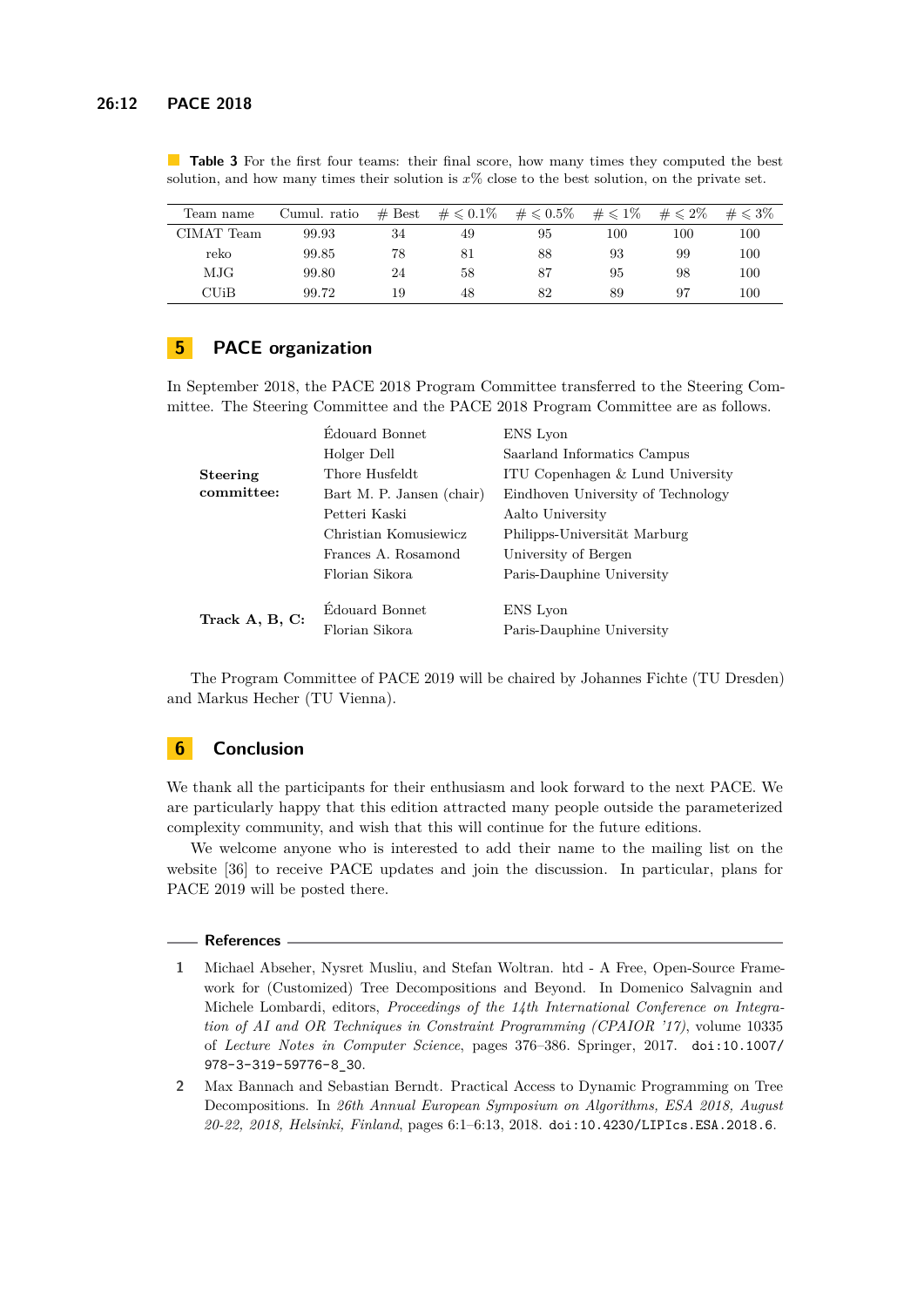**Table 3** For the first four teams: their final score, how many times they computed the best solution, and how many times their solution is $x$% close to the best solution, on the private set.

| Team name | Cumul. ratio | # Best | $\# \leqslant 0.1\%$ | $\# \leqslant 0.5\%$ | $\# \leqslant 1\%$ | $\# \leqslant 2\%$ | $\# \leqslant 3\%$ |
|---|---|---|---|---|---|---|---|
| CIMAT Team | 99.93 | 34 | 49 | 95 | 100 | 100 | 100 |
| reko | 99.85 | 78 | 81 | 88 | 93 | 99 | 100 |
| MJG | 99.80 | 24 | 58 | 87 | 95 | 98 | 100 |
| CUiB | 99.72 | 19 | 48 | 82 | 89 | 97 | 100 |

## 5 PACE organization

In September 2018, the PACE 2018 Program Committee transferred to the Steering Committee. The Steering Committee and the PACE 2018 Program Committee are as follows.

| | | |
|---|---|---|
| **Steering committee:** | Édouard Bonnet | ENS Lyon |
| | Holger Dell | Saarland Informatics Campus |
| | Thore Husfeldt | ITU Copenhagen & Lund University |
| | Bart M. P. Jansen (chair) | Eindhoven University of Technology |
| | Petteri Kaski | Aalto University |
| | Christian Komusiewicz | Philipps-Universität Marburg |
| | Frances A. Rosamond | University of Bergen |
| | Florian Sikora | Paris-Dauphine University |
| **Track A, B, C:** | Édouard Bonnet | ENS Lyon |
| | Florian Sikora | Paris-Dauphine University |

The Program Committee of PACE 2019 will be chaired by Johannes Fichte (TU Dresden) and Markus Hecher (TU Vienna).

## 6 Conclusion

We thank all the participants for their enthusiasm and look forward to the next PACE. We are particularly happy that this edition attracted many people outside the parameterized complexity community, and wish that this will continue for the future editions.

We welcome anyone who is interested to add their name to the mailing list on the website [36] to receive PACE updates and join the discussion. In particular, plans for PACE 2019 will be posted there.

### References

1. Michael Abseher, Nysret Musliu, and Stefan Woltran. htd - A Free, Open-Source Framework for (Customized) Tree Decompositions and Beyond. In Domenico Salvagnin and Michele Lombardi, editors, *Proceedings of the 14th International Conference on Integration of AI and OR Techniques in Constraint Programming (CPAIOR '17)*, volume 10335 of *Lecture Notes in Computer Science*, pages 376–386. Springer, 2017. doi:10.1007/978-3-319-59776-8_30.
2. Max Bannach and Sebastian Berndt. Practical Access to Dynamic Programming on Tree Decompositions. In *26th Annual European Symposium on Algorithms, ESA 2018, August 20-22, 2018, Helsinki, Finland*, pages 6:1–6:13, 2018. doi:10.4230/LIPIcs.ESA.2018.6.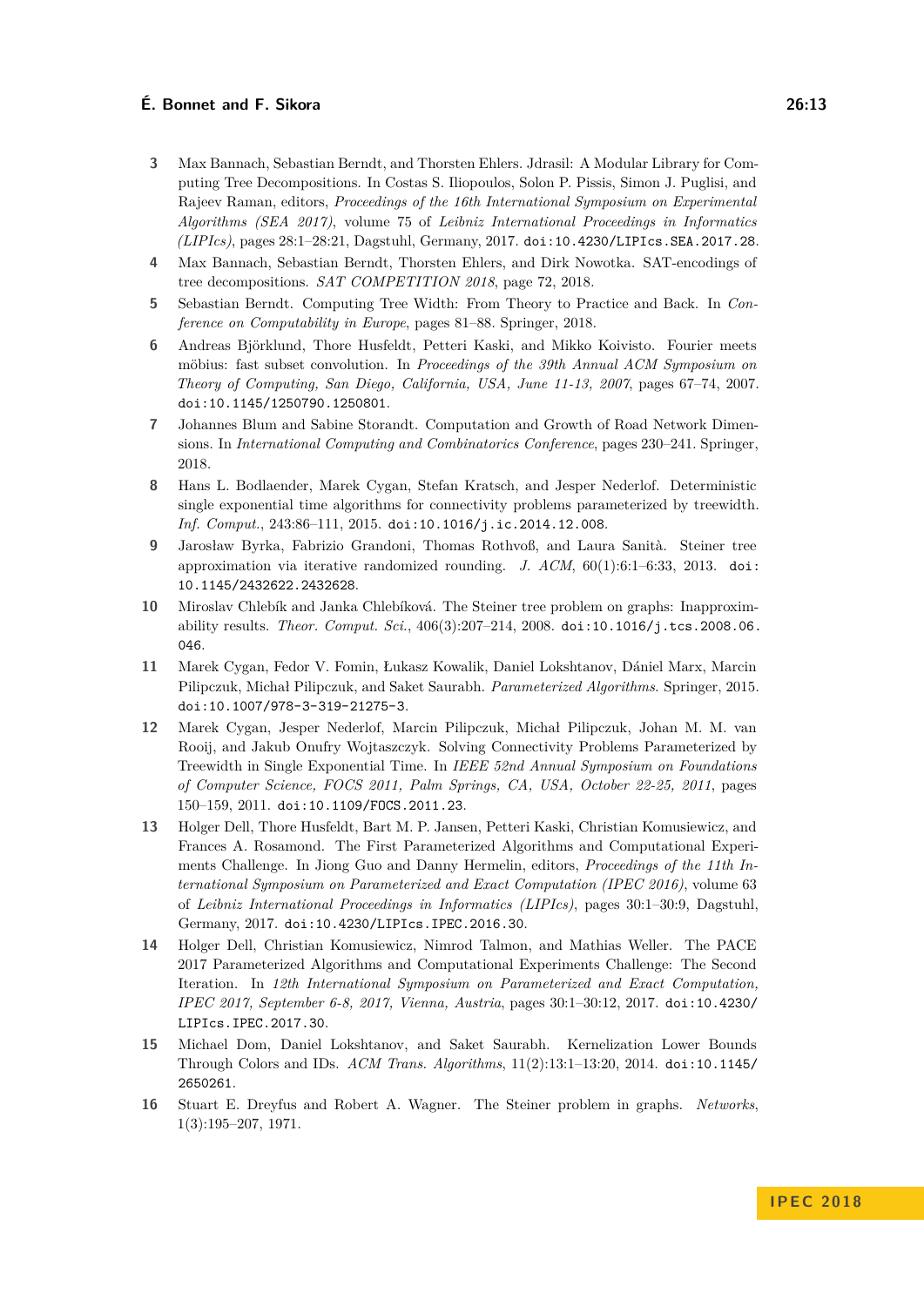3. Max Bannach, Sebastian Berndt, and Thorsten Ehlers. Jdrasil: A Modular Library for Computing Tree Decompositions. In Costas S. Iliopoulos, Solon P. Pissis, Simon J. Puglisi, and Rajeev Raman, editors, *Proceedings of the 16th International Symposium on Experimental Algorithms (SEA 2017)*, volume 75 of *Leibniz International Proceedings in Informatics (LIPIcs)*, pages 28:1–28:21, Dagstuhl, Germany, 2017. doi:10.4230/LIPIcs.SEA.2017.28.
4. Max Bannach, Sebastian Berndt, Thorsten Ehlers, and Dirk Nowotka. SAT-encodings of tree decompositions. *SAT COMPETITION 2018*, page 72, 2018.
5. Sebastian Berndt. Computing Tree Width: From Theory to Practice and Back. In *Conference on Computability in Europe*, pages 81–88. Springer, 2018.
6. Andreas Björklund, Thore Husfeldt, Petteri Kaski, and Mikko Koivisto. Fourier meets möbius: fast subset convolution. In *Proceedings of the 39th Annual ACM Symposium on Theory of Computing, San Diego, California, USA, June 11-13, 2007*, pages 67–74, 2007. doi:10.1145/1250790.1250801.
7. Johannes Blum and Sabine Storandt. Computation and Growth of Road Network Dimensions. In *International Computing and Combinatorics Conference*, pages 230–241. Springer, 2018.
8. Hans L. Bodlaender, Marek Cygan, Stefan Kratsch, and Jesper Nederlof. Deterministic single exponential time algorithms for connectivity problems parameterized by treewidth. *Inf. Comput.*, 243:86–111, 2015. doi:10.1016/j.ic.2014.12.008.
9. Jarosław Byrka, Fabrizio Grandoni, Thomas Rothvoß, and Laura Sanità. Steiner tree approximation via iterative randomized rounding. *J. ACM*, 60(1):6:1–6:33, 2013. doi:10.1145/2432622.2432628.
10. Miroslav Chlebík and Janka Chlebíková. The Steiner tree problem on graphs: Inapproximability results. *Theor. Comput. Sci.*, 406(3):207–214, 2008. doi:10.1016/j.tcs.2008.06.046.
11. Marek Cygan, Fedor V. Fomin, Łukasz Kowalik, Daniel Lokshtanov, Dániel Marx, Marcin Pilipczuk, Michał Pilipczuk, and Saket Saurabh. *Parameterized Algorithms*. Springer, 2015. doi:10.1007/978-3-319-21275-3.
12. Marek Cygan, Jesper Nederlof, Marcin Pilipczuk, Michał Pilipczuk, Johan M. M. van Rooij, and Jakub Onufry Wojtaszczyk. Solving Connectivity Problems Parameterized by Treewidth in Single Exponential Time. In *IEEE 52nd Annual Symposium on Foundations of Computer Science, FOCS 2011, Palm Springs, CA, USA, October 22-25, 2011*, pages 150–159, 2011. doi:10.1109/FOCS.2011.23.
13. Holger Dell, Thore Husfeldt, Bart M. P. Jansen, Petteri Kaski, Christian Komusiewicz, and Frances A. Rosamond. The First Parameterized Algorithms and Computational Experiments Challenge. In Jiong Guo and Danny Hermelin, editors, *Proceedings of the 11th International Symposium on Parameterized and Exact Computation (IPEC 2016)*, volume 63 of *Leibniz International Proceedings in Informatics (LIPIcs)*, pages 30:1–30:9, Dagstuhl, Germany, 2017. doi:10.4230/LIPIcs.IPEC.2016.30.
14. Holger Dell, Christian Komusiewicz, Nimrod Talmon, and Mathias Weller. The PACE 2017 Parameterized Algorithms and Computational Experiments Challenge: The Second Iteration. In *12th International Symposium on Parameterized and Exact Computation, IPEC 2017, September 6-8, 2017, Vienna, Austria*, pages 30:1–30:12, 2017. doi:10.4230/LIPIcs.IPEC.2017.30.
15. Michael Dom, Daniel Lokshtanov, and Saket Saurabh. Kernelization Lower Bounds Through Colors and IDs. *ACM Trans. Algorithms*, 11(2):13:1–13:20, 2014. doi:10.1145/2650261.
16. Stuart E. Dreyfus and Robert A. Wagner. The Steiner problem in graphs. *Networks*, 1(3):195–207, 1971.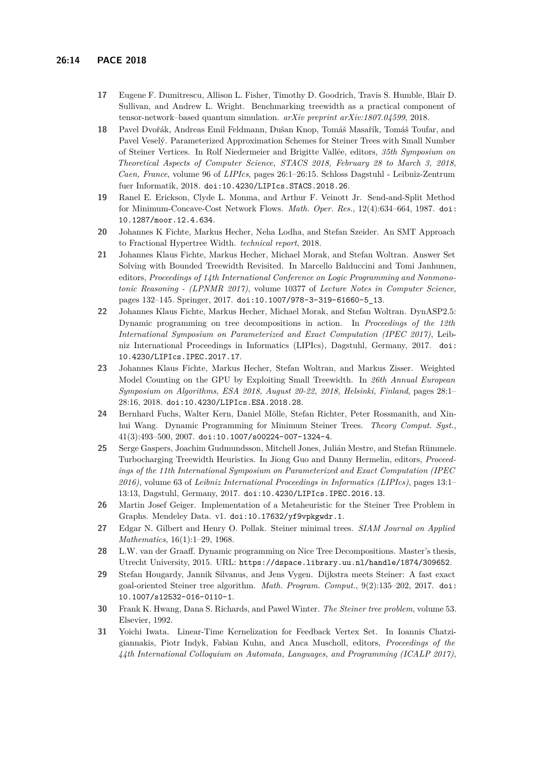17 Eugene F. Dumitrescu, Allison L. Fisher, Timothy D. Goodrich, Travis S. Humble, Blair D. Sullivan, and Andrew L. Wright. Benchmarking treewidth as a practical component of tensor-network–based quantum simulation. *arXiv preprint arXiv:1807.04599*, 2018.

18 Pavel Dvořák, Andreas Emil Feldmann, Dušan Knop, Tomáš Masařík, Tomáš Toufar, and Pavel Veselý. Parameterized Approximation Schemes for Steiner Trees with Small Number of Steiner Vertices. In Rolf Niedermeier and Brigitte Vallée, editors, *35th Symposium on Theoretical Aspects of Computer Science, STACS 2018, February 28 to March 3, 2018, Caen, France*, volume 96 of *LIPIcs*, pages 26:1–26:15. Schloss Dagstuhl - Leibniz-Zentrum fuer Informatik, 2018. doi:10.4230/LIPIcs.STACS.2018.26.

19 Ranel E. Erickson, Clyde L. Monma, and Arthur F. Veinott Jr. Send-and-Split Method for Minimum-Concave-Cost Network Flows. *Math. Oper. Res.*, 12(4):634–664, 1987. doi:10.1287/moor.12.4.634.

20 Johannes K Fichte, Markus Hecher, Neha Lodha, and Stefan Szeider. An SMT Approach to Fractional Hypertree Width. *technical report*, 2018.

21 Johannes Klaus Fichte, Markus Hecher, Michael Morak, and Stefan Woltran. Answer Set Solving with Bounded Treewidth Revisited. In Marcello Balduccini and Tomi Janhunen, editors, *Proceedings of 14th International Conference on Logic Programming and Nonmonotonic Reasoning - (LPNMR 2017)*, volume 10377 of *Lecture Notes in Computer Science*, pages 132–145. Springer, 2017. doi:10.1007/978-3-319-61660-5_13.

22 Johannes Klaus Fichte, Markus Hecher, Michael Morak, and Stefan Woltran. DynASP2.5: Dynamic programming on tree decompositions in action. In *Proceedings of the 12th International Symposium on Parameterized and Exact Computation (IPEC 2017)*, Leibniz International Proceedings in Informatics (LIPIcs), Dagstuhl, Germany, 2017. doi:10.4230/LIPIcs.IPEC.2017.17.

23 Johannes Klaus Fichte, Markus Hecher, Stefan Woltran, and Markus Zisser. Weighted Model Counting on the GPU by Exploiting Small Treewidth. In *26th Annual European Symposium on Algorithms, ESA 2018, August 20-22, 2018, Helsinki, Finland*, pages 28:1–28:16, 2018. doi:10.4230/LIPIcs.ESA.2018.28.

24 Bernhard Fuchs, Walter Kern, Daniel Mölle, Stefan Richter, Peter Rossmanith, and Xinhui Wang. Dynamic Programming for Minimum Steiner Trees. *Theory Comput. Syst.*, 41(3):493–500, 2007. doi:10.1007/s00224-007-1324-4.

25 Serge Gaspers, Joachim Gudmundsson, Mitchell Jones, Julián Mestre, and Stefan Rümmele. Turbocharging Treewidth Heuristics. In Jiong Guo and Danny Hermelin, editors, *Proceedings of the 11th International Symposium on Parameterized and Exact Computation (IPEC 2016)*, volume 63 of *Leibniz International Proceedings in Informatics (LIPIcs)*, pages 13:1–13:13, Dagstuhl, Germany, 2017. doi:10.4230/LIPIcs.IPEC.2016.13.

26 Martin Josef Geiger. Implementation of a Metaheuristic for the Steiner Tree Problem in Graphs. Mendeley Data. v1. doi:10.17632/yf9vpkgwdr.1.

27 Edgar N. Gilbert and Henry O. Pollak. Steiner minimal trees. *SIAM Journal on Applied Mathematics*, 16(1):1–29, 1968.

28 L.W. van der Graaff. Dynamic programming on Nice Tree Decompositions. Master's thesis, Utrecht University, 2015. URL: https://dspace.library.uu.nl/handle/1874/309652.

29 Stefan Hougardy, Jannik Silvanus, and Jens Vygen. Dijkstra meets Steiner: A fast exact goal-oriented Steiner tree algorithm. *Math. Program. Comput.*, 9(2):135–202, 2017. doi:10.1007/s12532-016-0110-1.

30 Frank K. Hwang, Dana S. Richards, and Pawel Winter. *The Steiner tree problem*, volume 53. Elsevier, 1992.

31 Yoichi Iwata. Linear-Time Kernelization for Feedback Vertex Set. In Ioannis Chatzigiannakis, Piotr Indyk, Fabian Kuhn, and Anca Muscholl, editors, *Proceedings of the 44th International Colloquium on Automata, Languages, and Programming (ICALP 2017)*,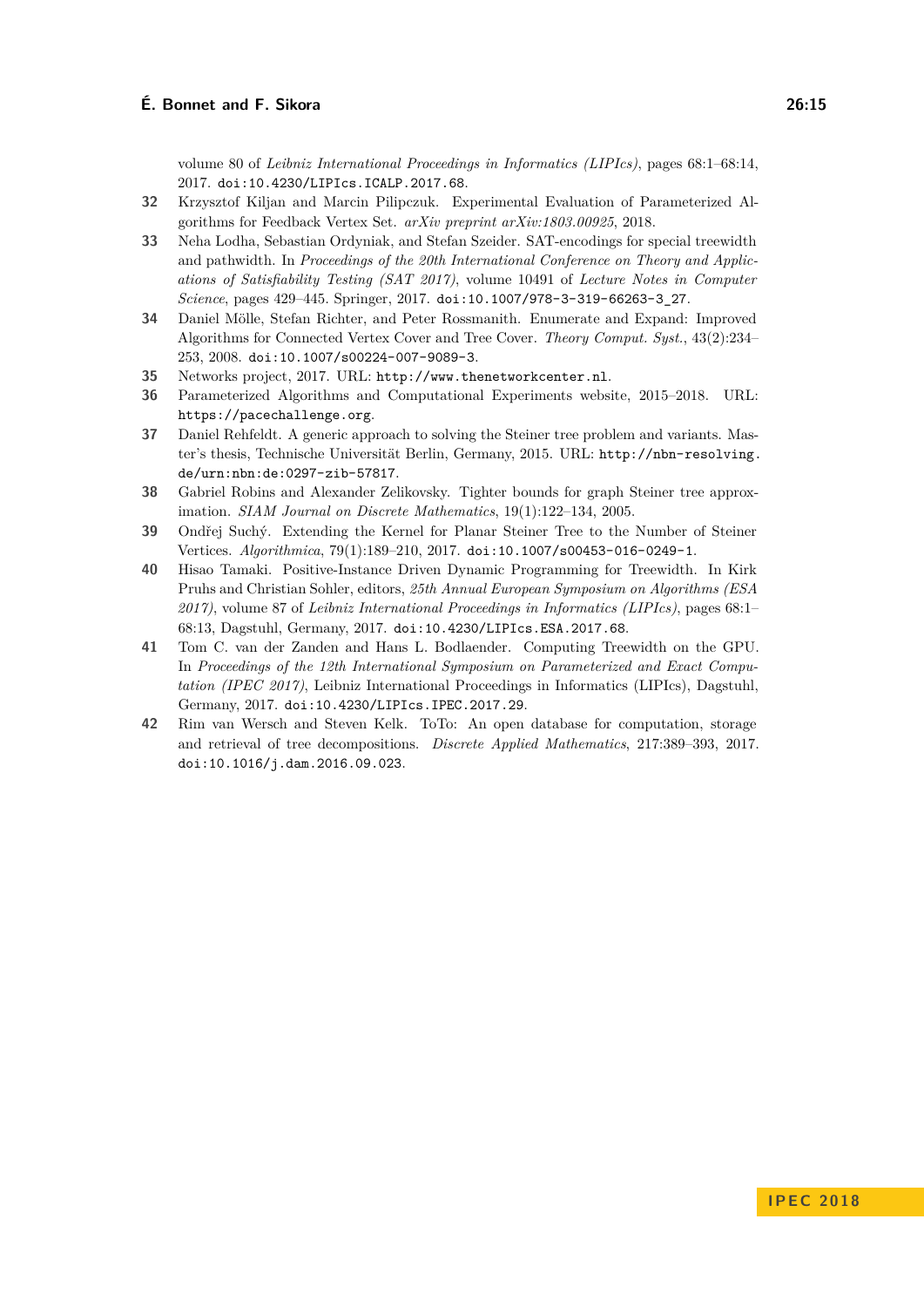volume 80 of *Leibniz International Proceedings in Informatics (LIPIcs)*, pages 68:1–68:14, 2017. doi:10.4230/LIPIcs.ICALP.2017.68.

**32** Krzysztof Kiljan and Marcin Pilipczuk. Experimental Evaluation of Parameterized Algorithms for Feedback Vertex Set. *arXiv preprint arXiv:1803.00925*, 2018.

**33** Neha Lodha, Sebastian Ordyniak, and Stefan Szeider. SAT-encodings for special treewidth and pathwidth. In *Proceedings of the 20th International Conference on Theory and Applications of Satisfiability Testing (SAT 2017)*, volume 10491 of *Lecture Notes in Computer Science*, pages 429–445. Springer, 2017. doi:10.1007/978-3-319-66263-3_27.

**34** Daniel Mölle, Stefan Richter, and Peter Rossmanith. Enumerate and Expand: Improved Algorithms for Connected Vertex Cover and Tree Cover. *Theory Comput. Syst.*, 43(2):234–253, 2008. doi:10.1007/s00224-007-9089-3.

**35** Networks project, 2017. URL: http://www.thenetworkcenter.nl.

**36** Parameterized Algorithms and Computational Experiments website, 2015–2018. URL: https://pacechallenge.org.

**37** Daniel Rehfeldt. A generic approach to solving the Steiner tree problem and variants. Master's thesis, Technische Universität Berlin, Germany, 2015. URL: http://nbn-resolving.de/urn:nbn:de:0297-zib-57817.

**38** Gabriel Robins and Alexander Zelikovsky. Tighter bounds for graph Steiner tree approximation. *SIAM Journal on Discrete Mathematics*, 19(1):122–134, 2005.

**39** Ondřej Suchý. Extending the Kernel for Planar Steiner Tree to the Number of Steiner Vertices. *Algorithmica*, 79(1):189–210, 2017. doi:10.1007/s00453-016-0249-1.

**40** Hisao Tamaki. Positive-Instance Driven Dynamic Programming for Treewidth. In Kirk Pruhs and Christian Sohler, editors, *25th Annual European Symposium on Algorithms (ESA 2017)*, volume 87 of *Leibniz International Proceedings in Informatics (LIPIcs)*, pages 68:1–68:13, Dagstuhl, Germany, 2017. doi:10.4230/LIPIcs.ESA.2017.68.

**41** Tom C. van der Zanden and Hans L. Bodlaender. Computing Treewidth on the GPU. In *Proceedings of the 12th International Symposium on Parameterized and Exact Computation (IPEC 2017)*, Leibniz International Proceedings in Informatics (LIPIcs), Dagstuhl, Germany, 2017. doi:10.4230/LIPIcs.IPEC.2017.29.

**42** Rim van Wersch and Steven Kelk. ToTo: An open database for computation, storage and retrieval of tree decompositions. *Discrete Applied Mathematics*, 217:389–393, 2017. doi:10.1016/j.dam.2016.09.023.